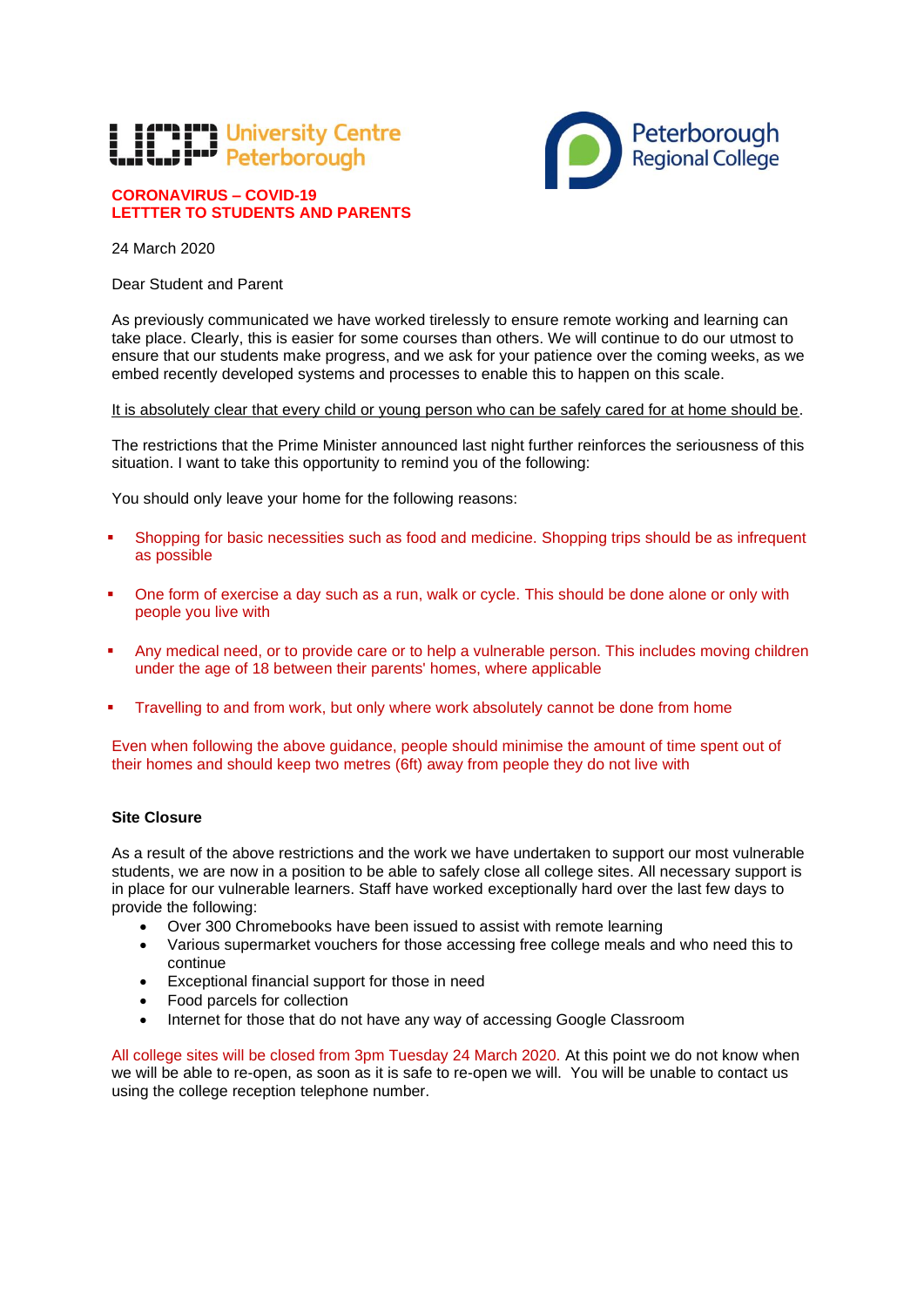University Centre Peterborough

Peterborough Regional College

**CORONAVIRUS – COVID-19**
**LETTTER TO STUDENTS AND PARENTS**

24 March 2020

Dear Student and Parent

As previously communicated we have worked tirelessly to ensure remote working and learning can take place. Clearly, this is easier for some courses than others. We will continue to do our utmost to ensure that our students make progress, and we ask for your patience over the coming weeks, as we embed recently developed systems and processes to enable this to happen on this scale.

<u>It is absolutely clear that every child or young person who can be safely cared for at home should be</u>.

The restrictions that the Prime Minister announced last night further reinforces the seriousness of this situation. I want to take this opportunity to remind you of the following:

You should only leave your home for the following reasons:

- Shopping for basic necessities such as food and medicine. Shopping trips should be as infrequent as possible
- One form of exercise a day such as a run, walk or cycle. This should be done alone or only with people you live with
- Any medical need, or to provide care or to help a vulnerable person. This includes moving children under the age of 18 between their parents' homes, where applicable
- Travelling to and from work, but only where work absolutely cannot be done from home

Even when following the above guidance, people should minimise the amount of time spent out of their homes and should keep two metres (6ft) away from people they do not live with

**Site Closure**

As a result of the above restrictions and the work we have undertaken to support our most vulnerable students, we are now in a position to be able to safely close all college sites. All necessary support is in place for our vulnerable learners. Staff have worked exceptionally hard over the last few days to provide the following:

- Over 300 Chromebooks have been issued to assist with remote learning
- Various supermarket vouchers for those accessing free college meals and who need this to continue
- Exceptional financial support for those in need
- Food parcels for collection
- Internet for those that do not have any way of accessing Google Classroom

All college sites will be closed from 3pm Tuesday 24 March 2020. At this point we do not know when we will be able to re-open, as soon as it is safe to re-open we will. You will be unable to contact us using the college reception telephone number.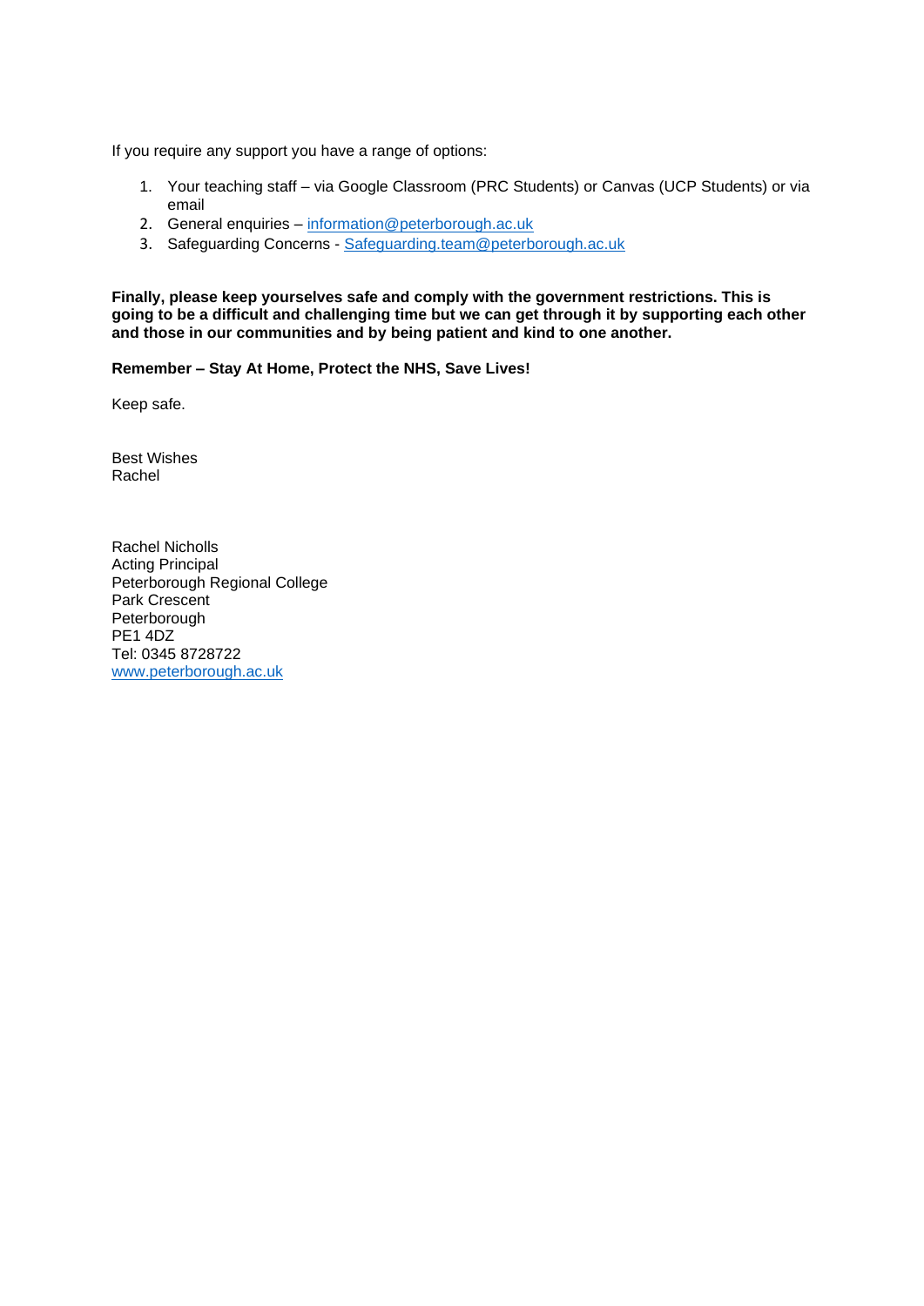If you require any support you have a range of options:

1. Your teaching staff – via Google Classroom (PRC Students) or Canvas (UCP Students) or via email
2. General enquiries – information@peterborough.ac.uk
3. Safeguarding Concerns - Safeguarding.team@peterborough.ac.uk

**Finally, please keep yourselves safe and comply with the government restrictions. This is going to be a difficult and challenging time but we can get through it by supporting each other and those in our communities and by being patient and kind to one another.**

**Remember – Stay At Home, Protect the NHS, Save Lives!**

Keep safe.

Best Wishes
Rachel

Rachel Nicholls
Acting Principal
Peterborough Regional College
Park Crescent
Peterborough
PE1 4DZ
Tel: 0345 8728722
www.peterborough.ac.uk